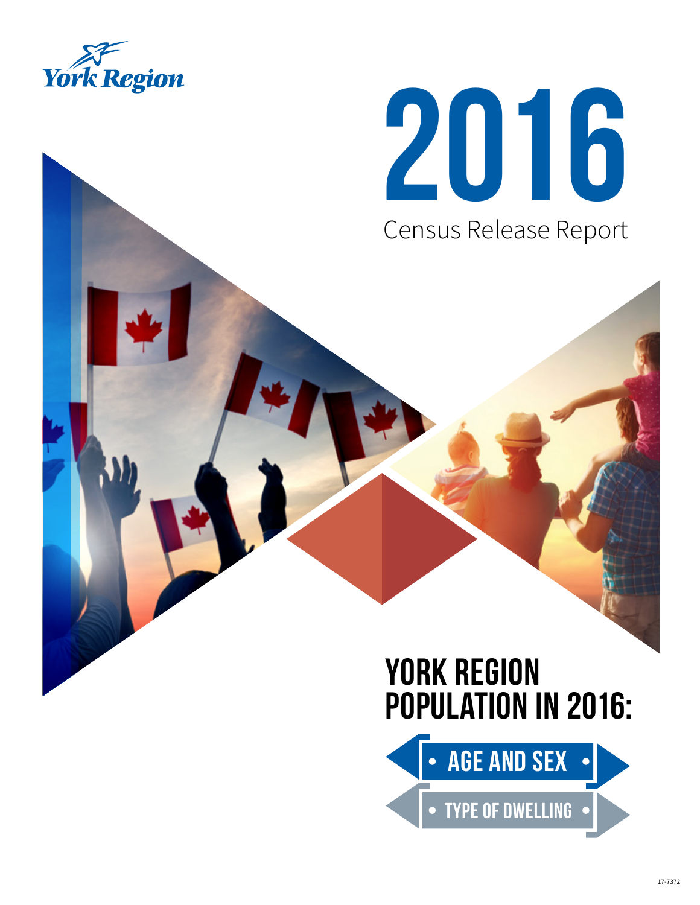York Region

# 2016

Census Release Report

## YORK REGION POPULATION IN 2016:

- AGE AND SEX
- TYPE OF DWELLING

17-7372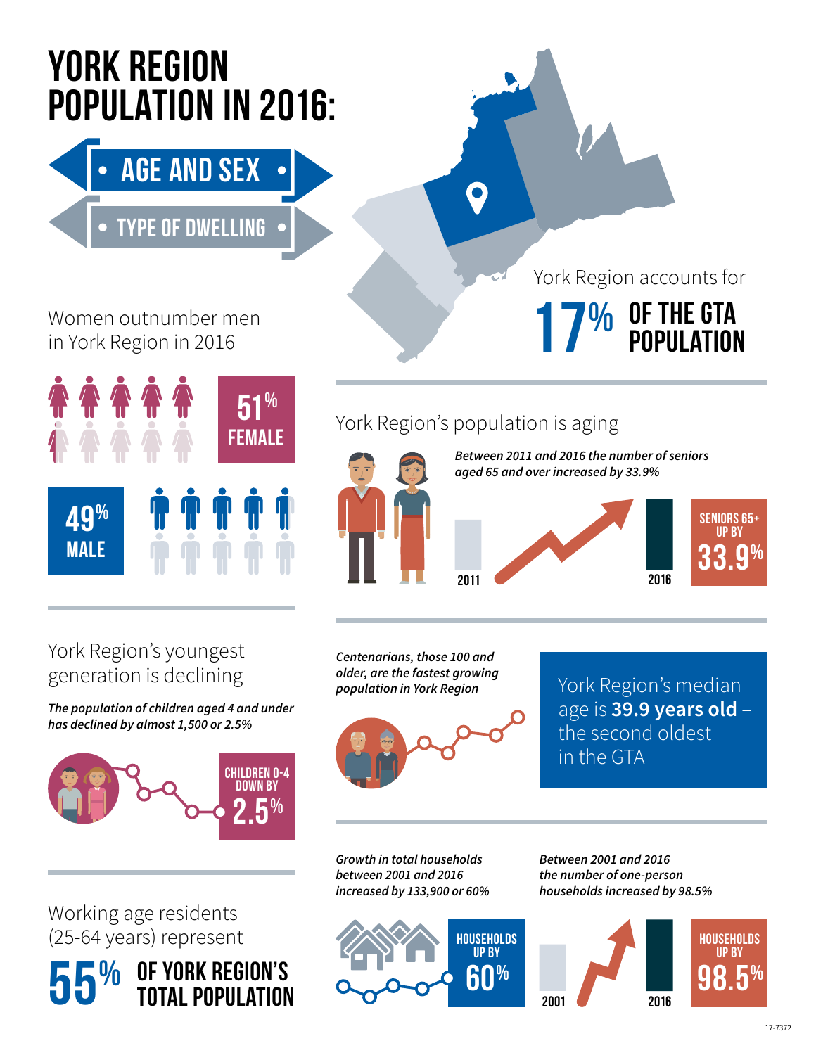# YORK REGION POPULATION IN 2016:

- AGE AND SEX
- TYPE OF DWELLING

York Region accounts for **17% OF THE GTA POPULATION**

## Women outnumber men in York Region in 2016

**51% FEMALE**

**49% MALE**

## York Region's population is aging

*Between 2011 and 2016 the number of seniors aged 65 and over increased by 33.9%*

2011 | 2016

**SENIORS 65+ UP BY 33.9%**

## York Region's youngest generation is declining

***The population of children aged 4 and under has declined by almost 1,500 or 2.5%***

**CHILDREN 0-4 DOWN BY 2.5%**

***Centenarians, those 100 and older, are the fastest growing population in York Region***

York Region's median age is **39.9 years old** – the second oldest in the GTA

## Working age residents (25-64 years) represent

**55% OF YORK REGION'S TOTAL POPULATION**

*Growth in total households between 2001 and 2016 increased by 133,900 or 60%*

**HOUSEHOLDS UP BY 60%**

*Between 2001 and 2016 the number of one-person households increased by 98.5%*

2001 | 2016

**HOUSEHOLDS UP BY 98.5%**

17-7372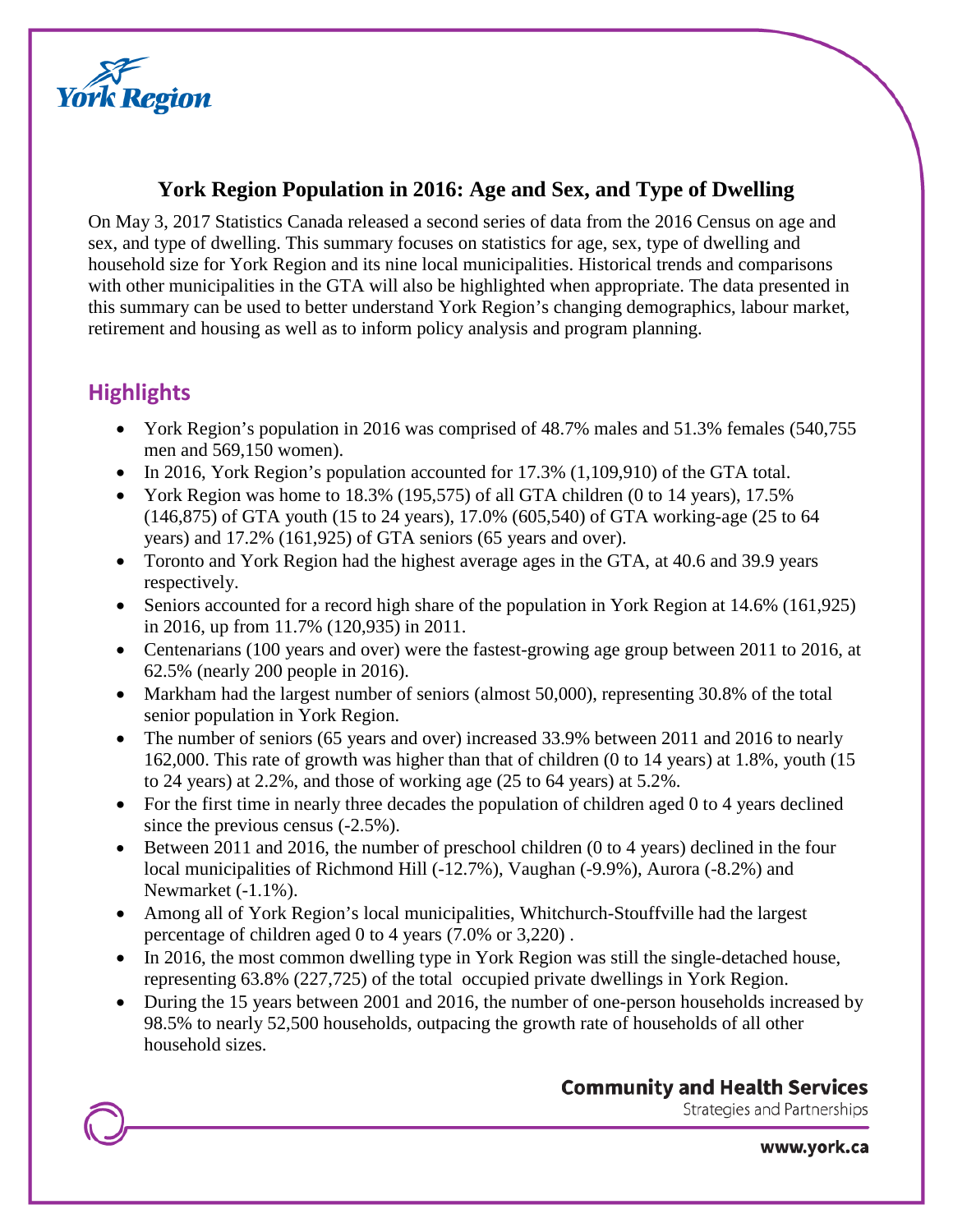# York Region Population in 2016: Age and Sex, and Type of Dwelling

On May 3, 2017 Statistics Canada released a second series of data from the 2016 Census on age and sex, and type of dwelling. This summary focuses on statistics for age, sex, type of dwelling and household size for York Region and its nine local municipalities. Historical trends and comparisons with other municipalities in the GTA will also be highlighted when appropriate. The data presented in this summary can be used to better understand York Region's changing demographics, labour market, retirement and housing as well as to inform policy analysis and program planning.

## Highlights

- York Region's population in 2016 was comprised of 48.7% males and 51.3% females (540,755 men and 569,150 women).
- In 2016, York Region's population accounted for 17.3% (1,109,910) of the GTA total.
- York Region was home to 18.3% (195,575) of all GTA children (0 to 14 years), 17.5% (146,875) of GTA youth (15 to 24 years), 17.0% (605,540) of GTA working-age (25 to 64 years) and 17.2% (161,925) of GTA seniors (65 years and over).
- Toronto and York Region had the highest average ages in the GTA, at 40.6 and 39.9 years respectively.
- Seniors accounted for a record high share of the population in York Region at 14.6% (161,925) in 2016, up from 11.7% (120,935) in 2011.
- Centenarians (100 years and over) were the fastest-growing age group between 2011 to 2016, at 62.5% (nearly 200 people in 2016).
- Markham had the largest number of seniors (almost 50,000), representing 30.8% of the total senior population in York Region.
- The number of seniors (65 years and over) increased 33.9% between 2011 and 2016 to nearly 162,000. This rate of growth was higher than that of children (0 to 14 years) at 1.8%, youth (15 to 24 years) at 2.2%, and those of working age (25 to 64 years) at 5.2%.
- For the first time in nearly three decades the population of children aged 0 to 4 years declined since the previous census (-2.5%).
- Between 2011 and 2016, the number of preschool children (0 to 4 years) declined in the four local municipalities of Richmond Hill (-12.7%), Vaughan (-9.9%), Aurora (-8.2%) and Newmarket (-1.1%).
- Among all of York Region's local municipalities, Whitchurch-Stouffville had the largest percentage of children aged 0 to 4 years (7.0% or 3,220) .
- In 2016, the most common dwelling type in York Region was still the single-detached house, representing 63.8% (227,725) of the total occupied private dwellings in York Region.
- During the 15 years between 2001 and 2016, the number of one-person households increased by 98.5% to nearly 52,500 households, outpacing the growth rate of households of all other household sizes.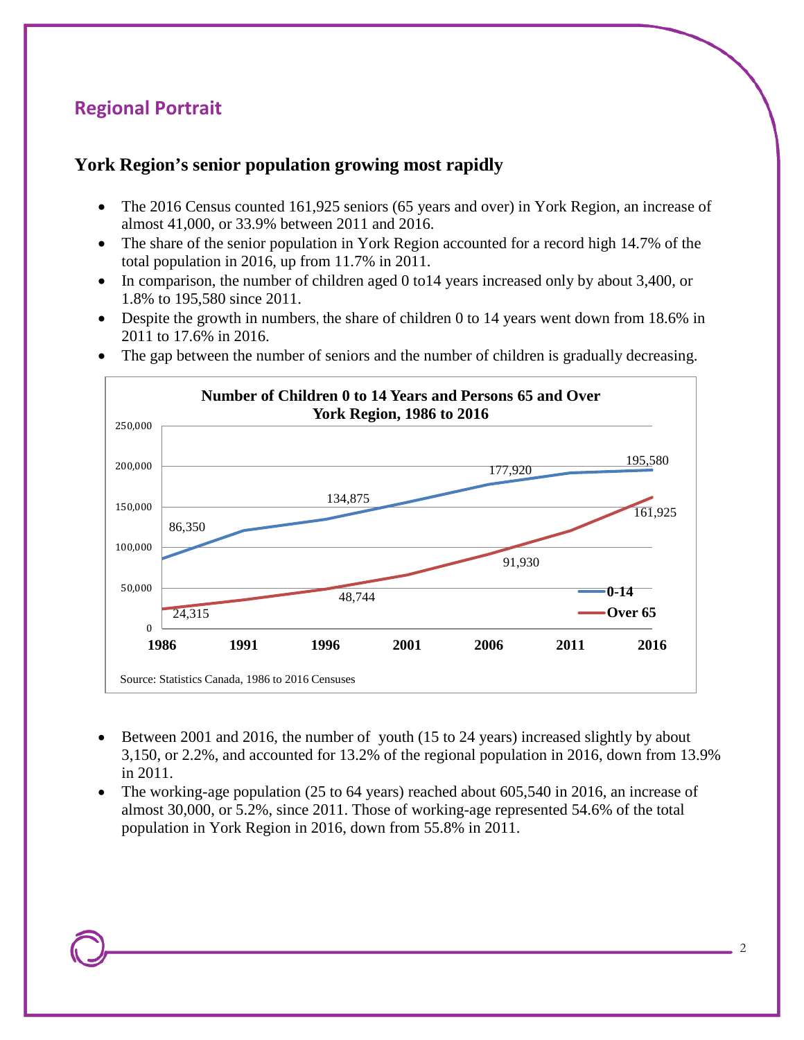## Regional Portrait

### York Region's senior population growing most rapidly

- The 2016 Census counted 161,925 seniors (65 years and over) in York Region, an increase of almost 41,000, or 33.9% between 2011 and 2016.
- The share of the senior population in York Region accounted for a record high 14.7% of the total population in 2016, up from 11.7% in 2011.
- In comparison, the number of children aged 0 to14 years increased only by about 3,400, or 1.8% to 195,580 since 2011.
- Despite the growth in numbers, the share of children 0 to 14 years went down from 18.6% in 2011 to 17.6% in 2016.
- The gap between the number of seniors and the number of children is gradually decreasing.

**Number of Children 0 to 14 Years and Persons 65 and Over York Region, 1986 to 2016**

| Year | 0-14 | Over 65 |
|---|---|---|
| 1986 | 86,350 | 24,315 |
| 1996 | 134,875 | 48,744 |
| 2006 | 177,920 | 91,930 |
| 2016 | 195,580 | 161,925 |

Source: Statistics Canada, 1986 to 2016 Censuses

- Between 2001 and 2016, the number of youth (15 to 24 years) increased slightly by about 3,150, or 2.2%, and accounted for 13.2% of the regional population in 2016, down from 13.9% in 2011.
- The working-age population (25 to 64 years) reached about 605,540 in 2016, an increase of almost 30,000, or 5.2%, since 2011. Those of working-age represented 54.6% of the total population in York Region in 2016, down from 55.8% in 2011.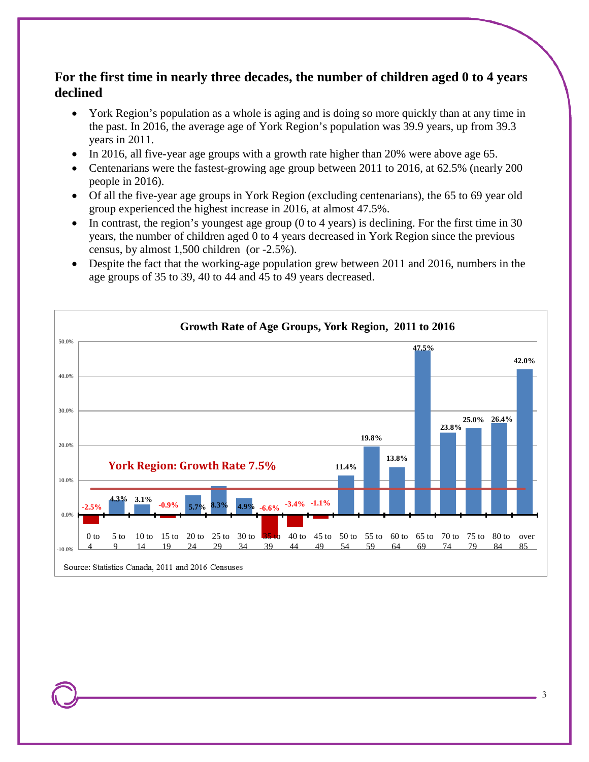## For the first time in nearly three decades, the number of children aged 0 to 4 years declined

- York Region's population as a whole is aging and is doing so more quickly than at any time in the past. In 2016, the average age of York Region's population was 39.9 years, up from 39.3 years in 2011.
- In 2016, all five-year age groups with a growth rate higher than 20% were above age 65.
- Centenarians were the fastest-growing age group between 2011 to 2016, at 62.5% (nearly 200 people in 2016).
- Of all the five-year age groups in York Region (excluding centenarians), the 65 to 69 year old group experienced the highest increase in 2016, at almost 47.5%.
- In contrast, the region's youngest age group (0 to 4 years) is declining. For the first time in 30 years, the number of children aged 0 to 4 years decreased in York Region since the previous census, by almost 1,500 children (or -2.5%).
- Despite the fact that the working-age population grew between 2011 and 2016, numbers in the age groups of 35 to 39, 40 to 44 and 45 to 49 years decreased.

**Growth Rate of Age Groups, York Region, 2011 to 2016**

York Region: Growth Rate 7.5%

| Age Group | Growth Rate |
|---|---|
| 0 to 4 | -2.5% |
| 5 to 9 | 4.3% |
| 10 to 14 | 3.1% |
| 15 to 19 | -0.9% |
| 20 to 24 | 5.7% |
| 25 to 29 | 8.3% |
| 30 to 34 | 4.9% |
| 35 to 39 | -6.6% |
| 40 to 44 | -3.4% |
| 45 to 49 | -1.1% |
| 50 to 54 | 11.4% |
| 55 to 59 | 19.8% |
| 60 to 64 | 13.8% |
| 65 to 69 | 47.5% |
| 70 to 74 | 23.8% |
| 75 to 79 | 25.0% |
| 80 to 84 | 26.4% |
| over 85 | 42.0% |

Source: Statistics Canada, 2011 and 2016 Censuses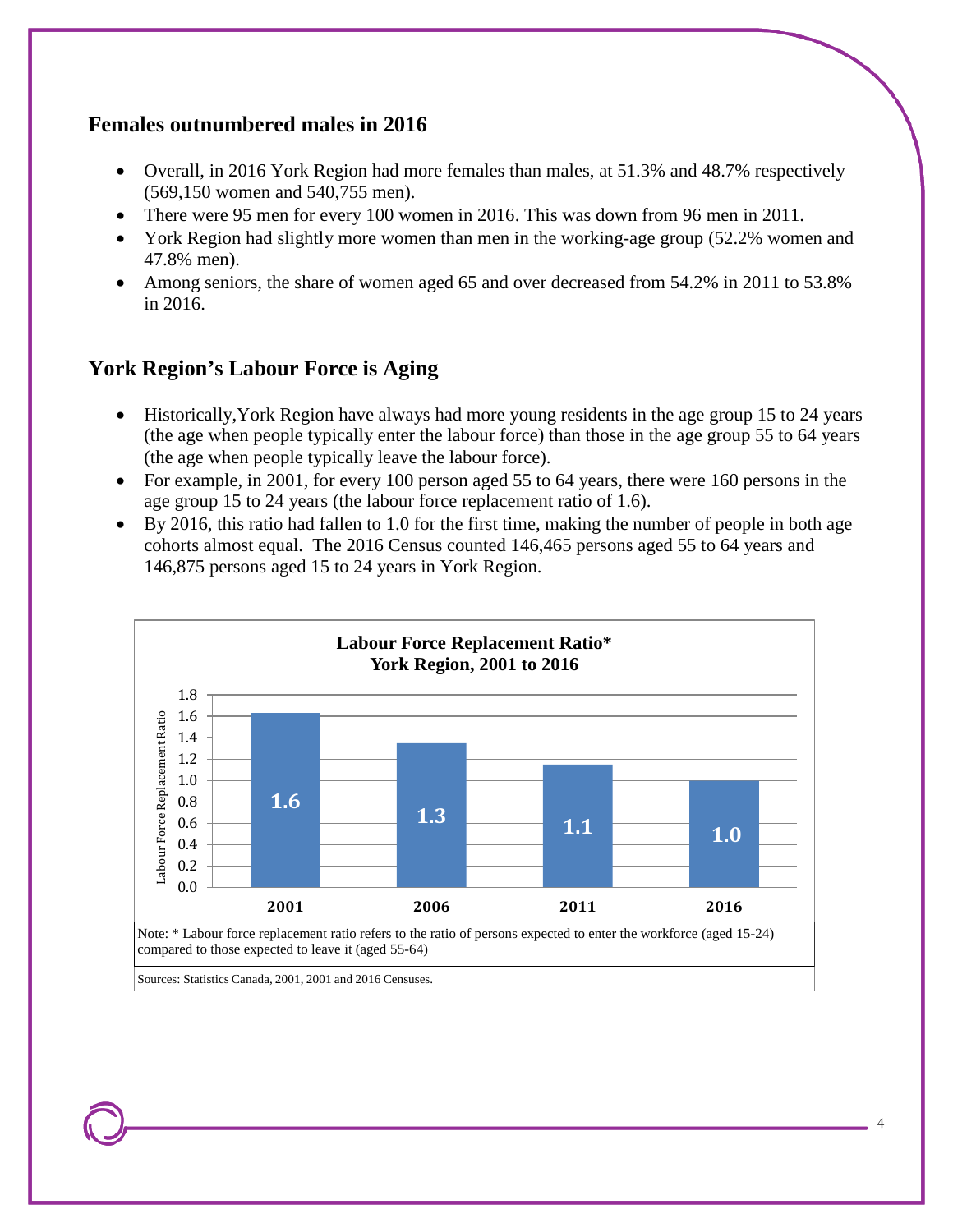## Females outnumbered males in 2016

- Overall, in 2016 York Region had more females than males, at 51.3% and 48.7% respectively (569,150 women and 540,755 men).
- There were 95 men for every 100 women in 2016. This was down from 96 men in 2011.
- York Region had slightly more women than men in the working-age group (52.2% women and 47.8% men).
- Among seniors, the share of women aged 65 and over decreased from 54.2% in 2011 to 53.8% in 2016.

## York Region's Labour Force is Aging

- Historically,York Region have always had more young residents in the age group 15 to 24 years (the age when people typically enter the labour force) than those in the age group 55 to 64 years (the age when people typically leave the labour force).
- For example, in 2001, for every 100 person aged 55 to 64 years, there were 160 persons in the age group 15 to 24 years (the labour force replacement ratio of 1.6).
- By 2016, this ratio had fallen to 1.0 for the first time, making the number of people in both age cohorts almost equal. The 2016 Census counted 146,465 persons aged 55 to 64 years and 146,875 persons aged 15 to 24 years in York Region.

**Labour Force Replacement Ratio\***
**York Region, 2001 to 2016**

| Year | Labour Force Replacement Ratio |
|---|---|
| 2001 | 1.6 |
| 2006 | 1.3 |
| 2011 | 1.1 |
| 2016 | 1.0 |

Note: * Labour force replacement ratio refers to the ratio of persons expected to enter the workforce (aged 15-24) compared to those expected to leave it (aged 55-64)

Sources: Statistics Canada, 2001, 2001 and 2016 Censuses.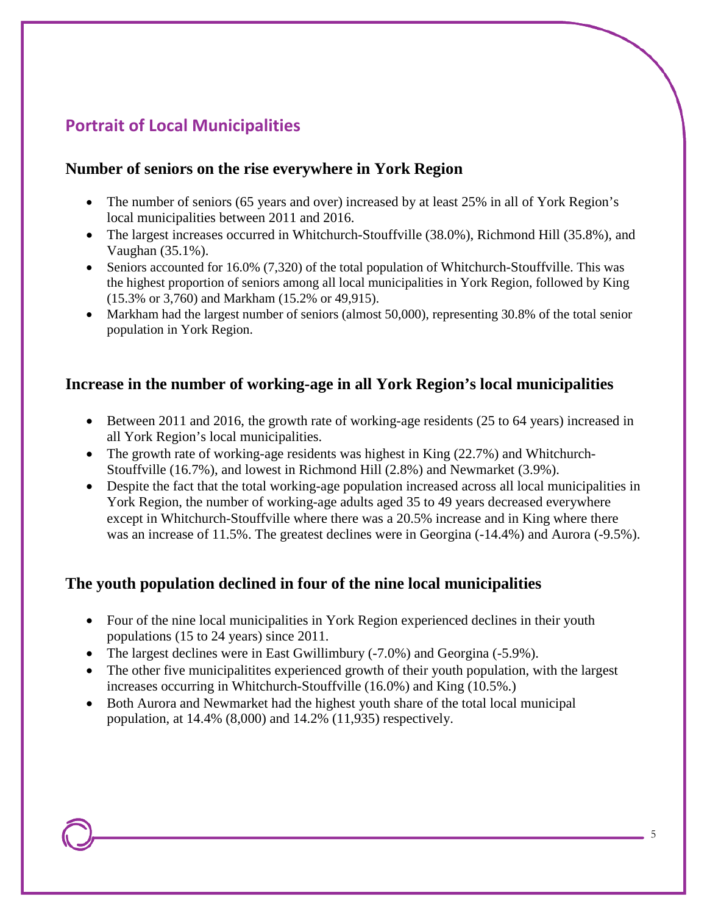## Portrait of Local Municipalities

### Number of seniors on the rise everywhere in York Region

- The number of seniors (65 years and over) increased by at least 25% in all of York Region's local municipalities between 2011 and 2016.
- The largest increases occurred in Whitchurch-Stouffville (38.0%), Richmond Hill (35.8%), and Vaughan (35.1%).
- Seniors accounted for 16.0% (7,320) of the total population of Whitchurch-Stouffville. This was the highest proportion of seniors among all local municipalities in York Region, followed by King (15.3% or 3,760) and Markham (15.2% or 49,915).
- Markham had the largest number of seniors (almost 50,000), representing 30.8% of the total senior population in York Region.

### Increase in the number of working-age in all York Region's local municipalities

- Between 2011 and 2016, the growth rate of working-age residents (25 to 64 years) increased in all York Region's local municipalities.
- The growth rate of working-age residents was highest in King (22.7%) and Whitchurch-Stouffville (16.7%), and lowest in Richmond Hill (2.8%) and Newmarket (3.9%).
- Despite the fact that the total working-age population increased across all local municipalities in York Region, the number of working-age adults aged 35 to 49 years decreased everywhere except in Whitchurch-Stouffville where there was a 20.5% increase and in King where there was an increase of 11.5%. The greatest declines were in Georgina (-14.4%) and Aurora (-9.5%).

### The youth population declined in four of the nine local municipalities

- Four of the nine local municipalities in York Region experienced declines in their youth populations (15 to 24 years) since 2011.
- The largest declines were in East Gwillimbury (-7.0%) and Georgina (-5.9%).
- The other five municipalitites experienced growth of their youth population, with the largest increases occurring in Whitchurch-Stouffville (16.0%) and King (10.5%.)
- Both Aurora and Newmarket had the highest youth share of the total local municipal population, at 14.4% (8,000) and 14.2% (11,935) respectively.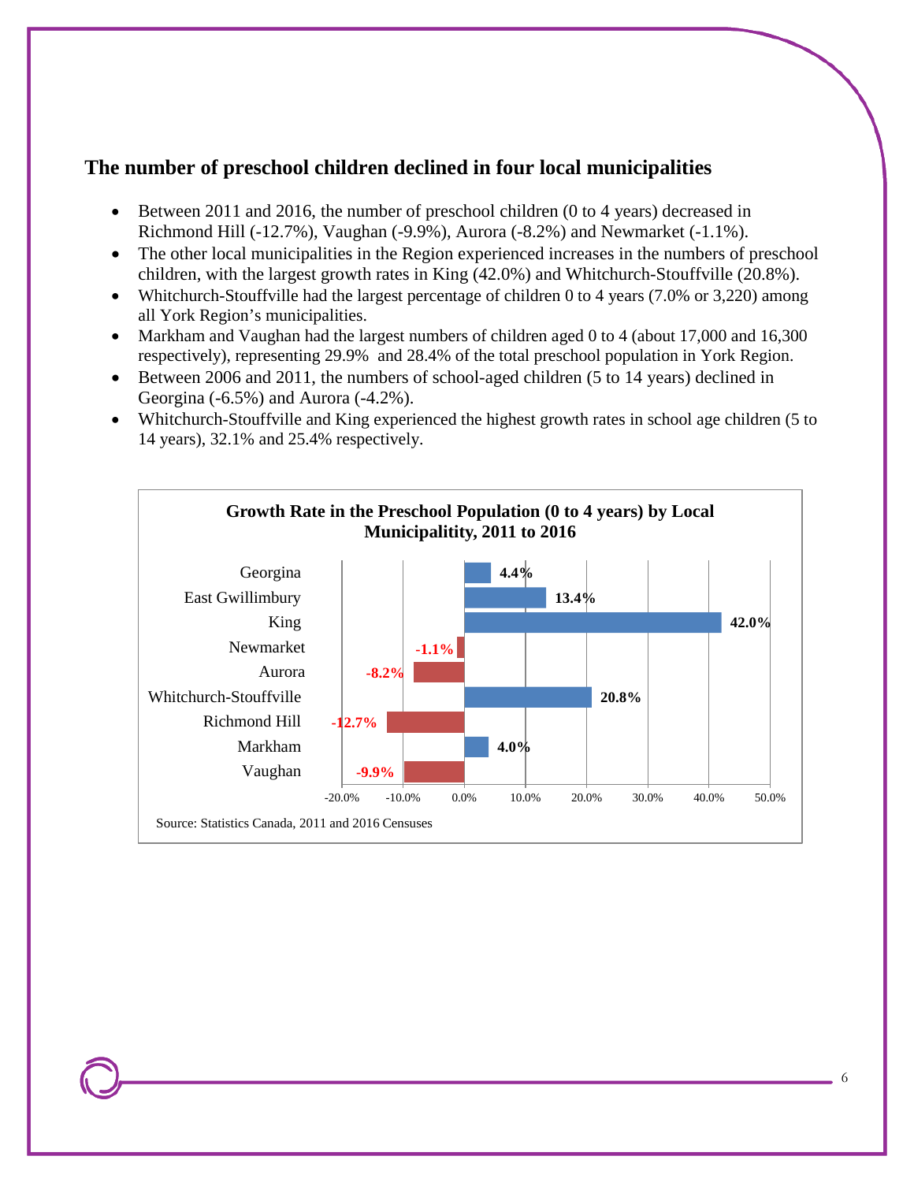## The number of preschool children declined in four local municipalities

- Between 2011 and 2016, the number of preschool children (0 to 4 years) decreased in Richmond Hill (-12.7%), Vaughan (-9.9%), Aurora (-8.2%) and Newmarket (-1.1%).
- The other local municipalities in the Region experienced increases in the numbers of preschool children, with the largest growth rates in King (42.0%) and Whitchurch-Stouffville (20.8%).
- Whitchurch-Stouffville had the largest percentage of children 0 to 4 years (7.0% or 3,220) among all York Region's municipalities.
- Markham and Vaughan had the largest numbers of children aged 0 to 4 (about 17,000 and 16,300 respectively), representing 29.9% and 28.4% of the total preschool population in York Region.
- Between 2006 and 2011, the numbers of school-aged children (5 to 14 years) declined in Georgina (-6.5%) and Aurora (-4.2%).
- Whitchurch-Stouffville and King experienced the highest growth rates in school age children (5 to 14 years), 32.1% and 25.4% respectively.

**Growth Rate in the Preschool Population (0 to 4 years) by Local Municipalitity, 2011 to 2016**

| Municipality | Growth Rate |
|---|---|
| Georgina | 4.4% |
| East Gwillimbury | 13.4% |
| King | 42.0% |
| Newmarket | -1.1% |
| Aurora | -8.2% |
| Whitchurch-Stouffville | 20.8% |
| Richmond Hill | -12.7% |
| Markham | 4.0% |
| Vaughan | -9.9% |

Source: Statistics Canada, 2011 and 2016 Censuses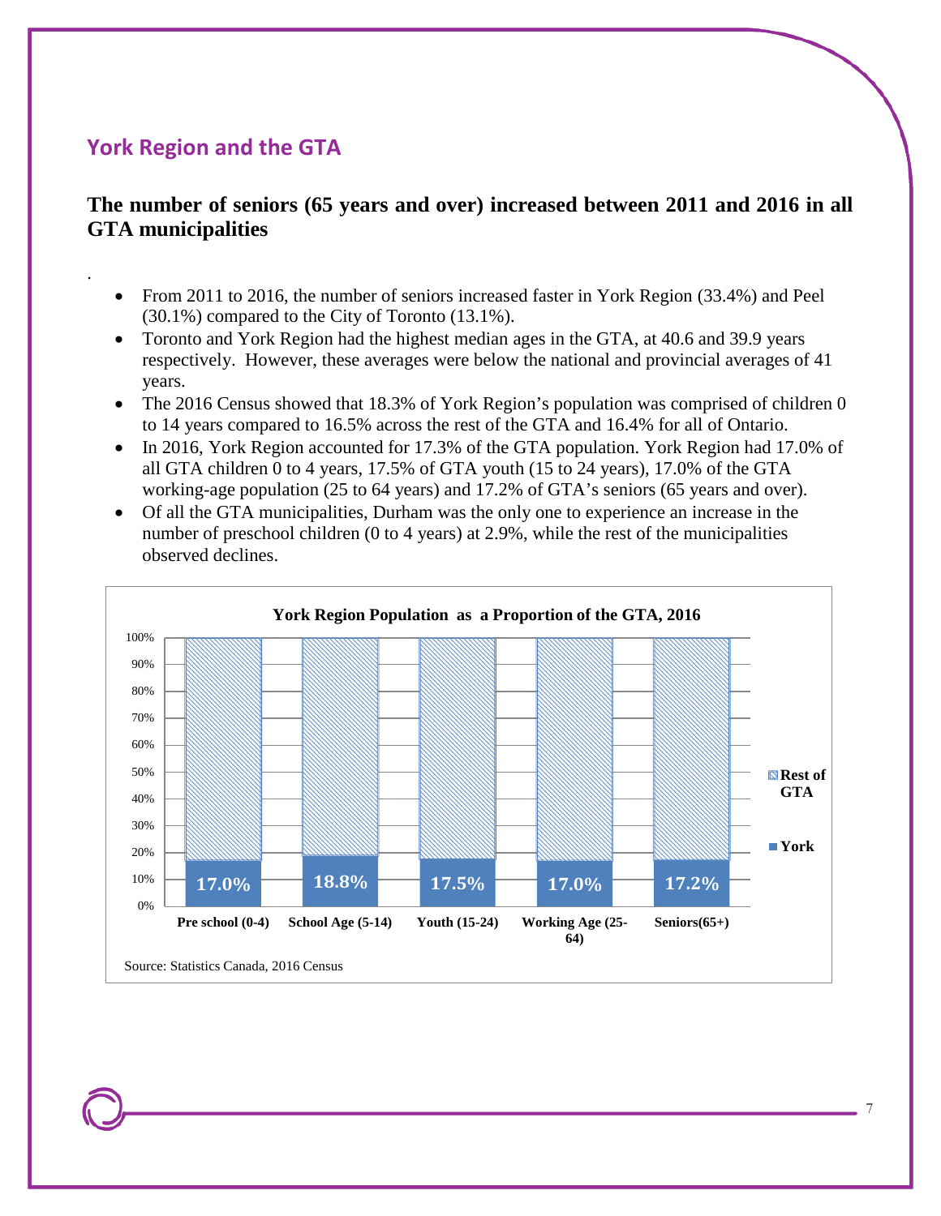## York Region and the GTA

### The number of seniors (65 years and over) increased between 2011 and 2016 in all GTA municipalities

- From 2011 to 2016, the number of seniors increased faster in York Region (33.4%) and Peel (30.1%) compared to the City of Toronto (13.1%).
- Toronto and York Region had the highest median ages in the GTA, at 40.6 and 39.9 years respectively. However, these averages were below the national and provincial averages of 41 years.
- The 2016 Census showed that 18.3% of York Region's population was comprised of children 0 to 14 years compared to 16.5% across the rest of the GTA and 16.4% for all of Ontario.
- In 2016, York Region accounted for 17.3% of the GTA population. York Region had 17.0% of all GTA children 0 to 4 years, 17.5% of GTA youth (15 to 24 years), 17.0% of the GTA working-age population (25 to 64 years) and 17.2% of GTA's seniors (65 years and over).
- Of all the GTA municipalities, Durham was the only one to experience an increase in the number of preschool children (0 to 4 years) at 2.9%, while the rest of the municipalities observed declines.

**York Region Population as a Proportion of the GTA, 2016**

| | Pre school (0-4) | School Age (5-14) | Youth (15-24) | Working Age (25-64) | Seniors(65+) |
|---|---|---|---|---|---|
| York | 17.0% | 18.8% | 17.5% | 17.0% | 17.2% |

Source: Statistics Canada, 2016 Census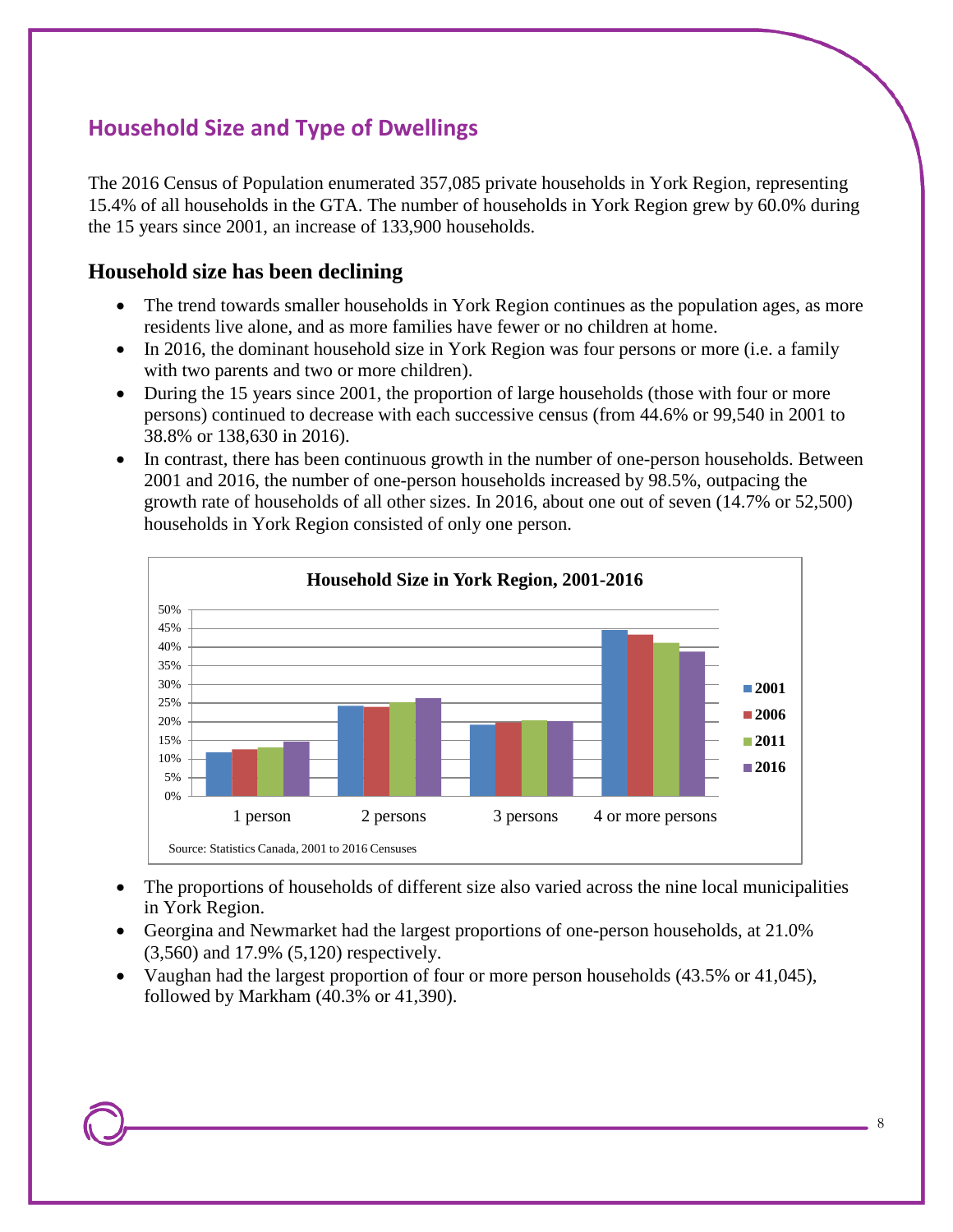## Household Size and Type of Dwellings

The 2016 Census of Population enumerated 357,085 private households in York Region, representing 15.4% of all households in the GTA. The number of households in York Region grew by 60.0% during the 15 years since 2001, an increase of 133,900 households.

### Household size has been declining

- The trend towards smaller households in York Region continues as the population ages, as more residents live alone, and as more families have fewer or no children at home.
- In 2016, the dominant household size in York Region was four persons or more (i.e. a family with two parents and two or more children).
- During the 15 years since 2001, the proportion of large households (those with four or more persons) continued to decrease with each successive census (from 44.6% or 99,540 in 2001 to 38.8% or 138,630 in 2016).
- In contrast, there has been continuous growth in the number of one-person households. Between 2001 and 2016, the number of one-person households increased by 98.5%, outpacing the growth rate of households of all other sizes. In 2016, about one out of seven (14.7% or 52,500) households in York Region consisted of only one person.

**Household Size in York Region, 2001-2016**

Source: Statistics Canada, 2001 to 2016 Censuses

- The proportions of households of different size also varied across the nine local municipalities in York Region.
- Georgina and Newmarket had the largest proportions of one-person households, at 21.0% (3,560) and 17.9% (5,120) respectively.
- Vaughan had the largest proportion of four or more person households (43.5% or 41,045), followed by Markham (40.3% or 41,390).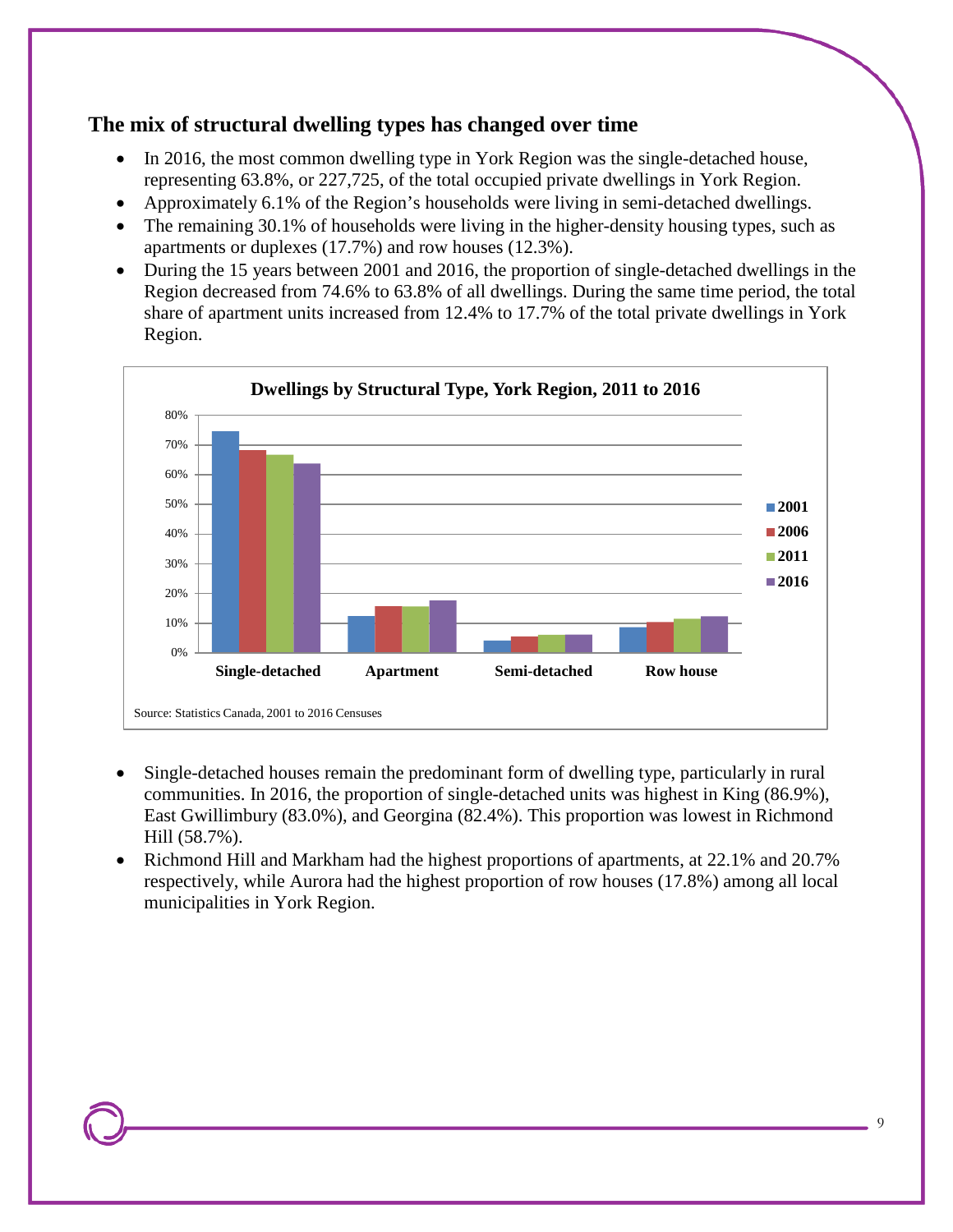## The mix of structural dwelling types has changed over time

- In 2016, the most common dwelling type in York Region was the single-detached house, representing 63.8%, or 227,725, of the total occupied private dwellings in York Region.
- Approximately 6.1% of the Region's households were living in semi-detached dwellings.
- The remaining 30.1% of households were living in the higher-density housing types, such as apartments or duplexes (17.7%) and row houses (12.3%).
- During the 15 years between 2001 and 2016, the proportion of single-detached dwellings in the Region decreased from 74.6% to 63.8% of all dwellings. During the same time period, the total share of apartment units increased from 12.4% to 17.7% of the total private dwellings in York Region.

**Dwellings by Structural Type, York Region, 2011 to 2016**

Source: Statistics Canada, 2001 to 2016 Censuses

- Single-detached houses remain the predominant form of dwelling type, particularly in rural communities. In 2016, the proportion of single-detached units was highest in King (86.9%), East Gwillimbury (83.0%), and Georgina (82.4%). This proportion was lowest in Richmond Hill (58.7%).
- Richmond Hill and Markham had the highest proportions of apartments, at 22.1% and 20.7% respectively, while Aurora had the highest proportion of row houses (17.8%) among all local municipalities in York Region.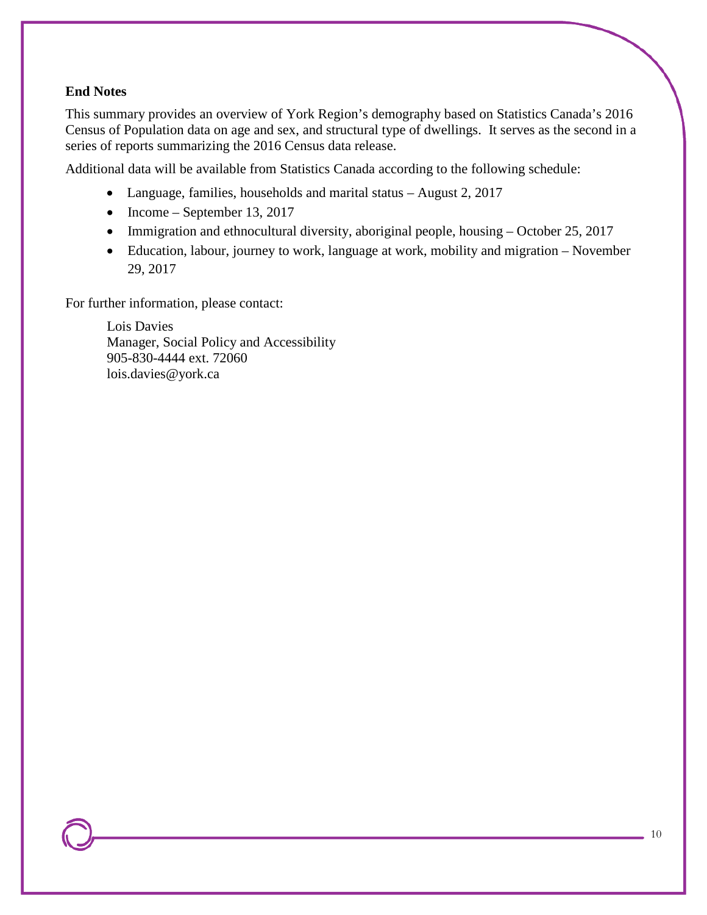## End Notes

This summary provides an overview of York Region's demography based on Statistics Canada's 2016 Census of Population data on age and sex, and structural type of dwellings. It serves as the second in a series of reports summarizing the 2016 Census data release.

Additional data will be available from Statistics Canada according to the following schedule:

- Language, families, households and marital status – August 2, 2017
- Income – September 13, 2017
- Immigration and ethnocultural diversity, aboriginal people, housing – October 25, 2017
- Education, labour, journey to work, language at work, mobility and migration – November 29, 2017

For further information, please contact:

Lois Davies
Manager, Social Policy and Accessibility
905-830-4444 ext. 72060
lois.davies@york.ca